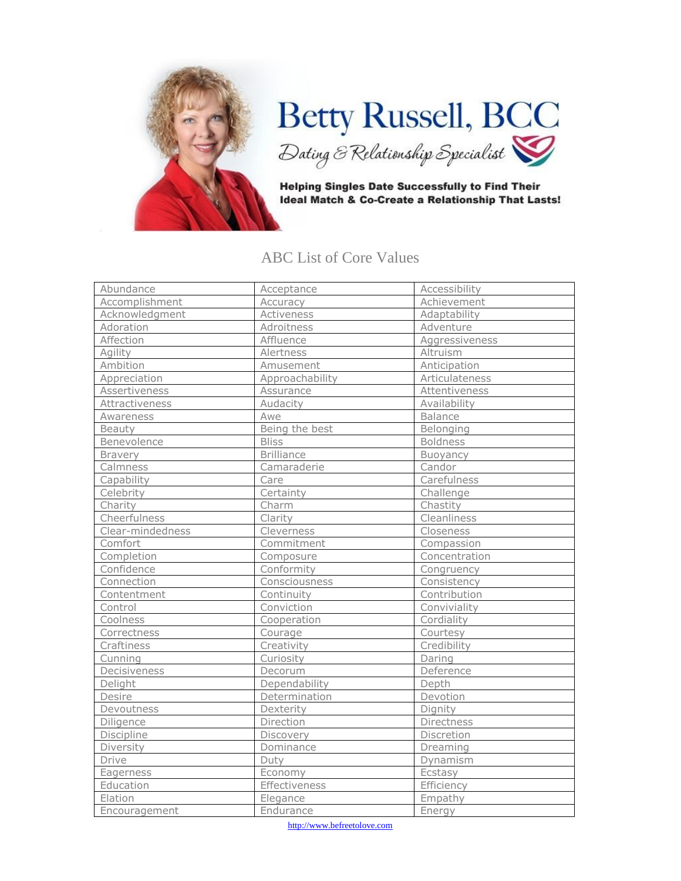# Betty Russell, BCC

*Dating & Relationship Specialist*

**Helping Singles Date Successfully to Find Their Ideal Match & Co-Create a Relationship That Lasts!**

## ABC List of Core Values

| | | |
|---|---|---|
| Abundance | Acceptance | Accessibility |
| Accomplishment | Accuracy | Achievement |
| Acknowledgment | Activeness | Adaptability |
| Adoration | Adroitness | Adventure |
| Affection | Affluence | Aggressiveness |
| Agility | Alertness | Altruism |
| Ambition | Amusement | Anticipation |
| Appreciation | Approachability | Articulateness |
| Assertiveness | Assurance | Attentiveness |
| Attractiveness | Audacity | Availability |
| Awareness | Awe | Balance |
| Beauty | Being the best | Belonging |
| Benevolence | Bliss | Boldness |
| Bravery | Brilliance | Buoyancy |
| Calmness | Camaraderie | Candor |
| Capability | Care | Carefulness |
| Celebrity | Certainty | Challenge |
| Charity | Charm | Chastity |
| Cheerfulness | Clarity | Cleanliness |
| Clear-mindedness | Cleverness | Closeness |
| Comfort | Commitment | Compassion |
| Completion | Composure | Concentration |
| Confidence | Conformity | Congruency |
| Connection | Consciousness | Consistency |
| Contentment | Continuity | Contribution |
| Control | Conviction | Conviviality |
| Coolness | Cooperation | Cordiality |
| Correctness | Courage | Courtesy |
| Craftiness | Creativity | Credibility |
| Cunning | Curiosity | Daring |
| Decisiveness | Decorum | Deference |
| Delight | Dependability | Depth |
| Desire | Determination | Devotion |
| Devoutness | Dexterity | Dignity |
| Diligence | Direction | Directness |
| Discipline | Discovery | Discretion |
| Diversity | Dominance | Dreaming |
| Drive | Duty | Dynamism |
| Eagerness | Economy | Ecstasy |
| Education | Effectiveness | Efficiency |
| Elation | Elegance | Empathy |
| Encouragement | Endurance | Energy |

http://www.befreetolove.com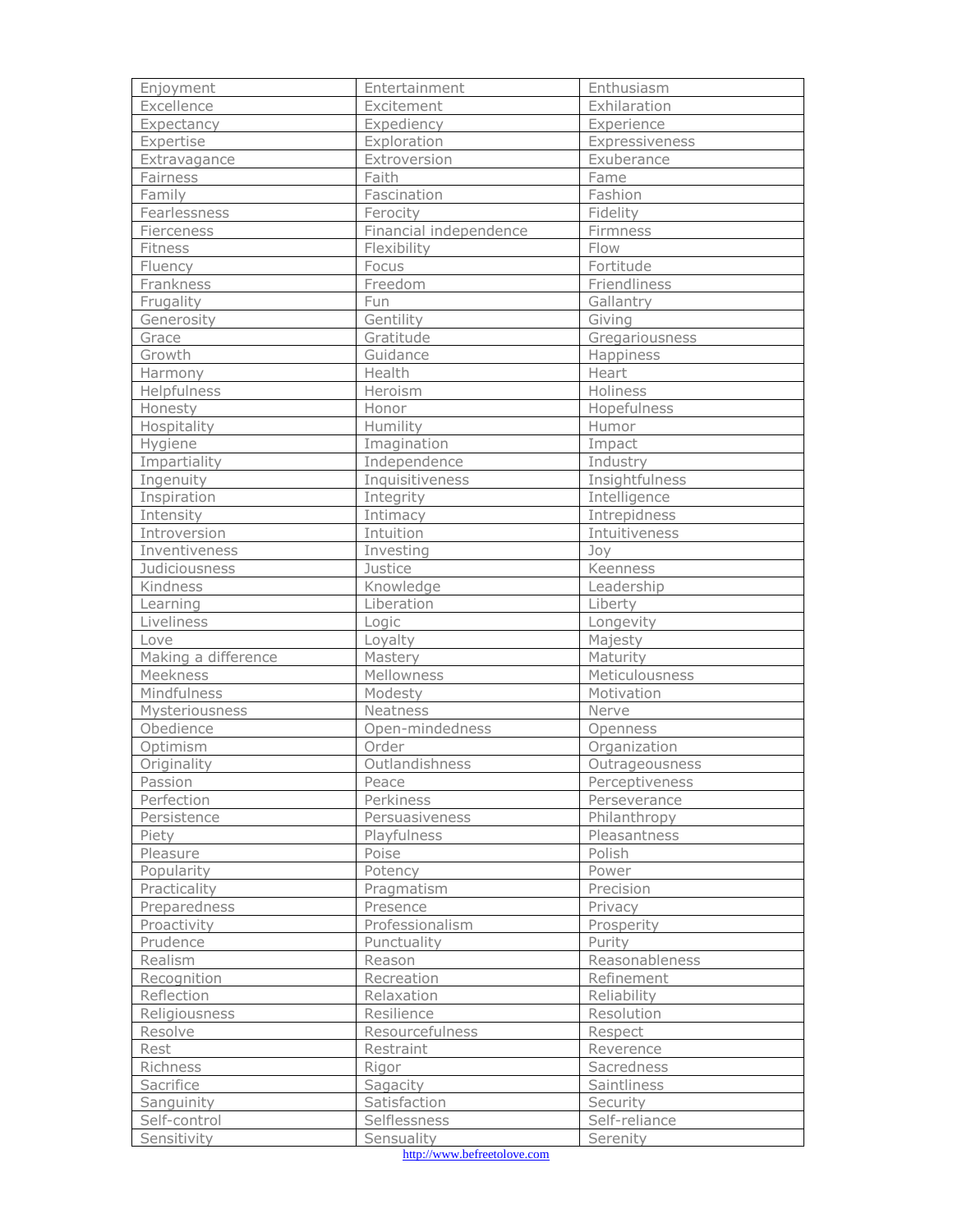| Enjoyment | Entertainment | Enthusiasm |
|---|---|---|
| Excellence | Excitement | Exhilaration |
| Expectancy | Expediency | Experience |
| Expertise | Exploration | Expressiveness |
| Extravagance | Extroversion | Exuberance |
| Fairness | Faith | Fame |
| Family | Fascination | Fashion |
| Fearlessness | Ferocity | Fidelity |
| Fierceness | Financial independence | Firmness |
| Fitness | Flexibility | Flow |
| Fluency | Focus | Fortitude |
| Frankness | Freedom | Friendliness |
| Frugality | Fun | Gallantry |
| Generosity | Gentility | Giving |
| Grace | Gratitude | Gregariousness |
| Growth | Guidance | Happiness |
| Harmony | Health | Heart |
| Helpfulness | Heroism | Holiness |
| Honesty | Honor | Hopefulness |
| Hospitality | Humility | Humor |
| Hygiene | Imagination | Impact |
| Impartiality | Independence | Industry |
| Ingenuity | Inquisitiveness | Insightfulness |
| Inspiration | Integrity | Intelligence |
| Intensity | Intimacy | Intrepidness |
| Introversion | Intuition | Intuitiveness |
| Inventiveness | Investing | Joy |
| Judiciousness | Justice | Keenness |
| Kindness | Knowledge | Leadership |
| Learning | Liberation | Liberty |
| Liveliness | Logic | Longevity |
| Love | Loyalty | Majesty |
| Making a difference | Mastery | Maturity |
| Meekness | Mellowness | Meticulousness |
| Mindfulness | Modesty | Motivation |
| Mysteriousness | Neatness | Nerve |
| Obedience | Open-mindedness | Openness |
| Optimism | Order | Organization |
| Originality | Outlandishness | Outrageousness |
| Passion | Peace | Perceptiveness |
| Perfection | Perkiness | Perseverance |
| Persistence | Persuasiveness | Philanthropy |
| Piety | Playfulness | Pleasantness |
| Pleasure | Poise | Polish |
| Popularity | Potency | Power |
| Practicality | Pragmatism | Precision |
| Preparedness | Presence | Privacy |
| Proactivity | Professionalism | Prosperity |
| Prudence | Punctuality | Purity |
| Realism | Reason | Reasonableness |
| Recognition | Recreation | Refinement |
| Reflection | Relaxation | Reliability |
| Religiousness | Resilience | Resolution |
| Resolve | Resourcefulness | Respect |
| Rest | Restraint | Reverence |
| Richness | Rigor | Sacredness |
| Sacrifice | Sagacity | Saintliness |
| Sanguinity | Satisfaction | Security |
| Self-control | Selflessness | Self-reliance |
| Sensitivity | Sensuality | Serenity |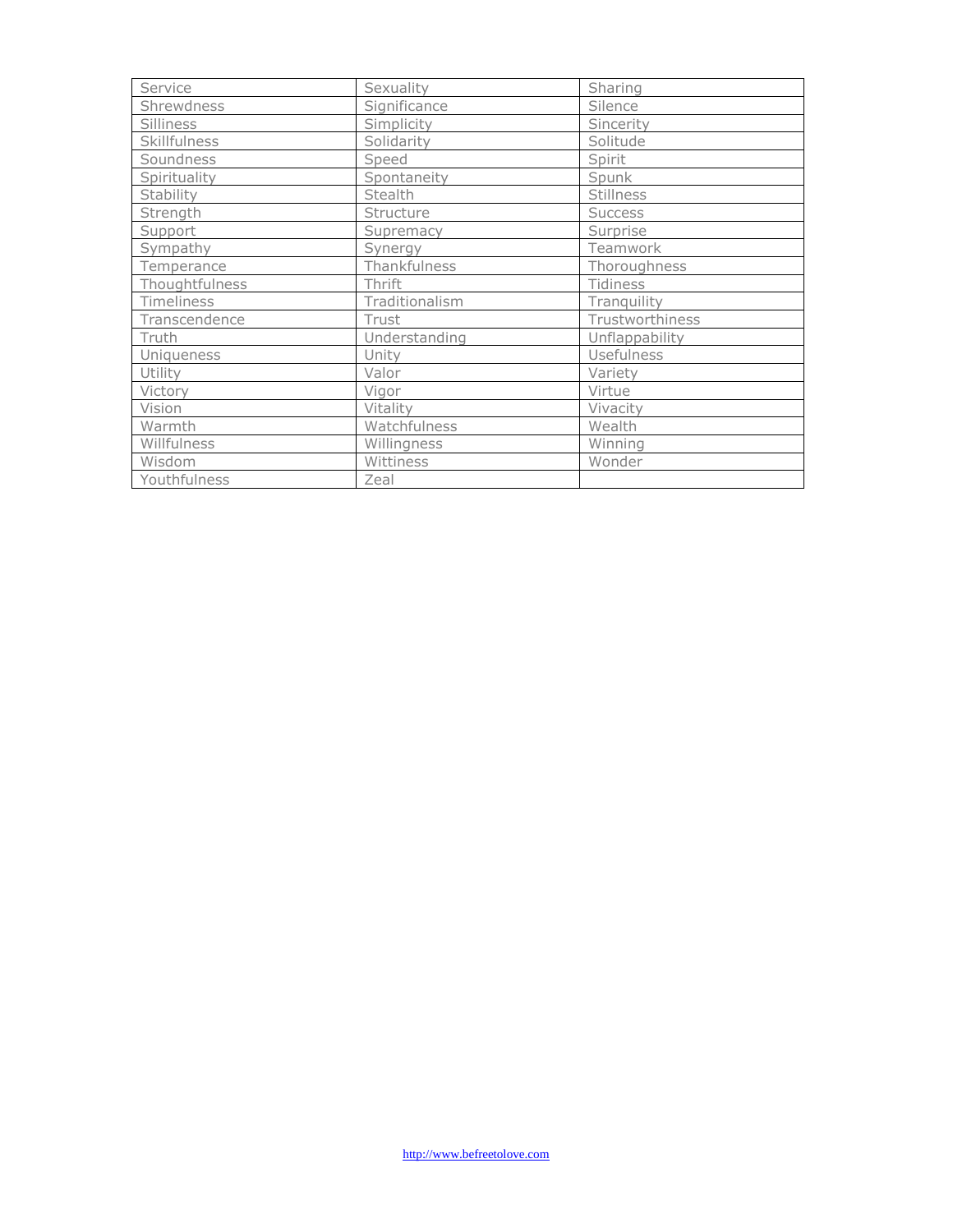| | | |
|---|---|---|
| Service | Sexuality | Sharing |
| Shrewdness | Significance | Silence |
| Silliness | Simplicity | Sincerity |
| Skillfulness | Solidarity | Solitude |
| Soundness | Speed | Spirit |
| Spirituality | Spontaneity | Spunk |
| Stability | Stealth | Stillness |
| Strength | Structure | Success |
| Support | Supremacy | Surprise |
| Sympathy | Synergy | Teamwork |
| Temperance | Thankfulness | Thoroughness |
| Thoughtfulness | Thrift | Tidiness |
| Timeliness | Traditionalism | Tranquility |
| Transcendence | Trust | Trustworthiness |
| Truth | Understanding | Unflappability |
| Uniqueness | Unity | Usefulness |
| Utility | Valor | Variety |
| Victory | Vigor | Virtue |
| Vision | Vitality | Vivacity |
| Warmth | Watchfulness | Wealth |
| Willfulness | Willingness | Winning |
| Wisdom | Wittiness | Wonder |
| Youthfulness | Zeal | |